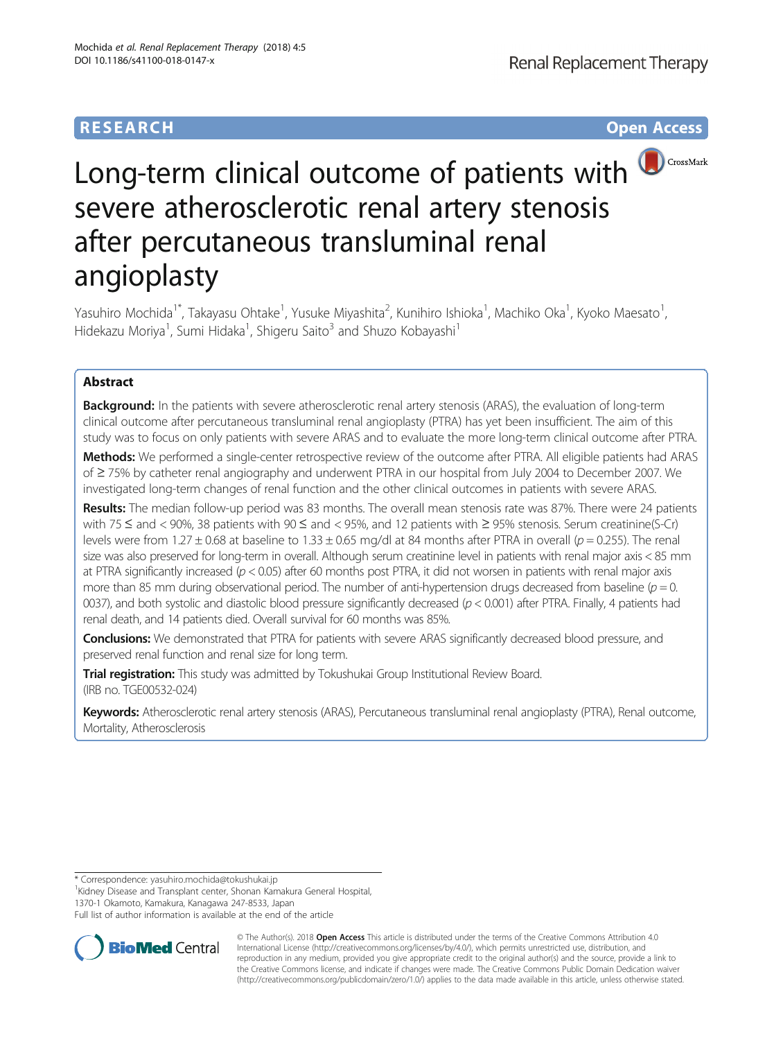RESEARCH

Open Access

# Long-term clinical outcome of patients with severe atherosclerotic renal artery stenosis after percutaneous transluminal renal angioplasty

Yasuhiro Mochida[1*], Takayasu Ohtake[1], Yusuke Miyashita[2], Kunihiro Ishioka[1], Machiko Oka[1], Kyoko Maesato[1], Hidekazu Moriya[1], Sumi Hidaka[1], Shigeru Saito[3] and Shuzo Kobayashi[1]

## Abstract

**Background:** In the patients with severe atherosclerotic renal artery stenosis (ARAS), the evaluation of long-term clinical outcome after percutaneous transluminal renal angioplasty (PTRA) has yet been insufficient. The aim of this study was to focus on only patients with severe ARAS and to evaluate the more long-term clinical outcome after PTRA.

**Methods:** We performed a single-center retrospective review of the outcome after PTRA. All eligible patients had ARAS of ≧ 75% by catheter renal angiography and underwent PTRA in our hospital from July 2004 to December 2007. We investigated long-term changes of renal function and the other clinical outcomes in patients with severe ARAS.

**Results:** The median follow-up period was 83 months. The overall mean stenosis rate was 87%. There were 24 patients with 75 ≤ and < 90%, 38 patients with 90 ≤ and < 95%, and 12 patients with ≧ 95% stenosis. Serum creatinine(S-Cr) levels were from 1.27 ± 0.68 at baseline to 1.33 ± 0.65 mg/dl at 84 months after PTRA in overall ($p = 0.255$). The renal size was also preserved for long-term in overall. Although serum creatinine level in patients with renal major axis < 85 mm at PTRA significantly increased ($p < 0.05$) after 60 months post PTRA, it did not worsen in patients with renal major axis more than 85 mm during observational period. The number of anti-hypertension drugs decreased from baseline ($p = 0.0037$), and both systolic and diastolic blood pressure significantly decreased ($p < 0.001$) after PTRA. Finally, 4 patients had renal death, and 14 patients died. Overall survival for 60 months was 85%.

**Conclusions:** We demonstrated that PTRA for patients with severe ARAS significantly decreased blood pressure, and preserved renal function and renal size for long term.

**Trial registration:** This study was admitted by Tokushukai Group Institutional Review Board. (IRB no. TGE00532-024)

**Keywords:** Atherosclerotic renal artery stenosis (ARAS), Percutaneous transluminal renal angioplasty (PTRA), Renal outcome, Mortality, Atherosclerosis

---

\* Correspondence: yasuhiro.mochida@tokushukai.jp
[1]Kidney Disease and Transplant center, Shonan Kamakura General Hospital, 1370-1 Okamoto, Kamakura, Kanagawa 247-8533, Japan
Full list of author information is available at the end of the article

© The Author(s). 2018 **Open Access** This article is distributed under the terms of the Creative Commons Attribution 4.0 International License (http://creativecommons.org/licenses/by/4.0/), which permits unrestricted use, distribution, and reproduction in any medium, provided you give appropriate credit to the original author(s) and the source, provide a link to the Creative Commons license, and indicate if changes were made. The Creative Commons Public Domain Dedication waiver (http://creativecommons.org/publicdomain/zero/1.0/) applies to the data made available in this article, unless otherwise stated.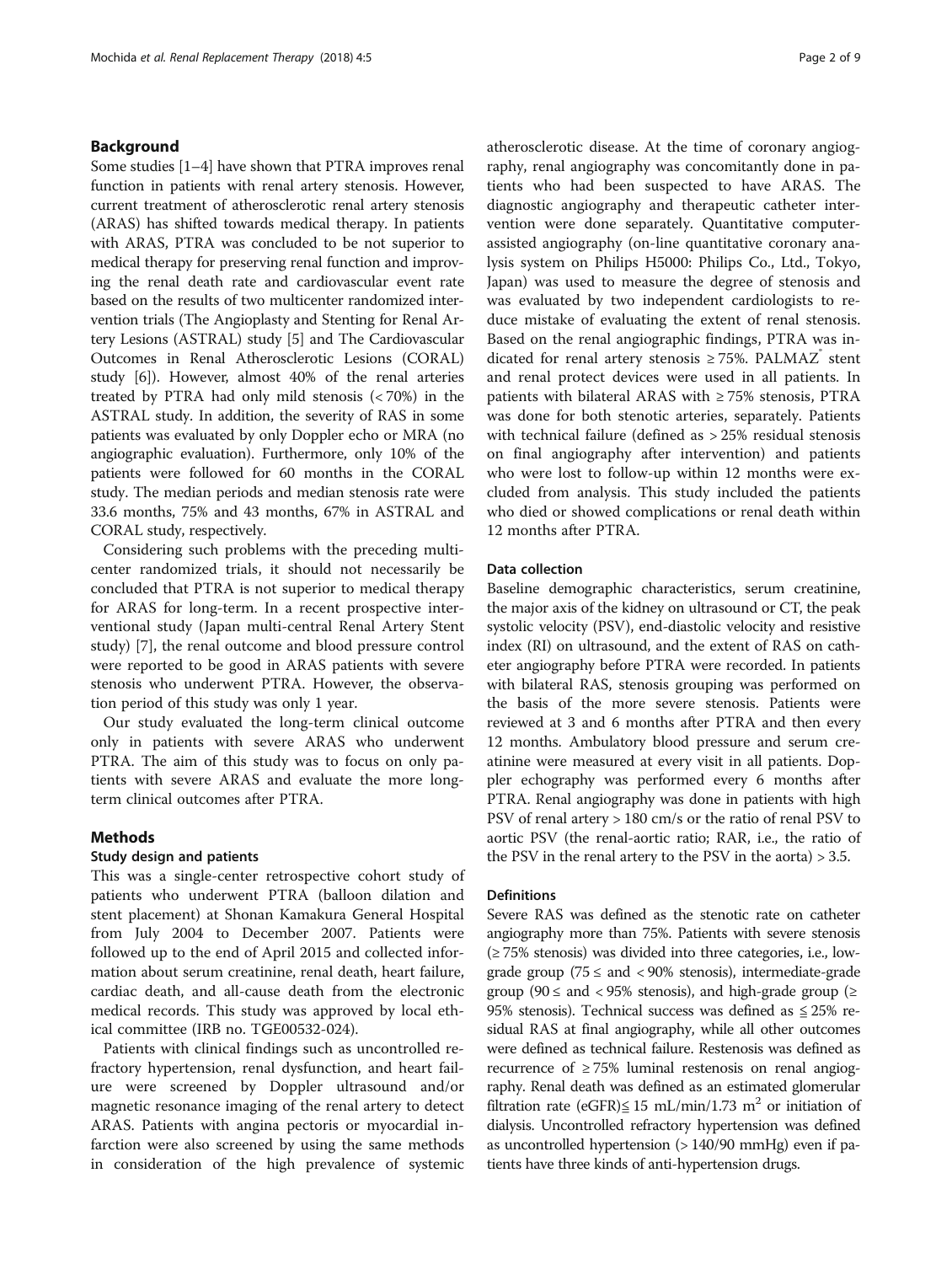## Background

Some studies [1–4] have shown that PTRA improves renal function in patients with renal artery stenosis. However, current treatment of atherosclerotic renal artery stenosis (ARAS) has shifted towards medical therapy. In patients with ARAS, PTRA was concluded to be not superior to medical therapy for preserving renal function and improving the renal death rate and cardiovascular event rate based on the results of two multicenter randomized intervention trials (The Angioplasty and Stenting for Renal Artery Lesions (ASTRAL) study [5] and The Cardiovascular Outcomes in Renal Atherosclerotic Lesions (CORAL) study [6]). However, almost 40% of the renal arteries treated by PTRA had only mild stenosis (< 70%) in the ASTRAL study. In addition, the severity of RAS in some patients was evaluated by only Doppler echo or MRA (no angiographic evaluation). Furthermore, only 10% of the patients were followed for 60 months in the CORAL study. The median periods and median stenosis rate were 33.6 months, 75% and 43 months, 67% in ASTRAL and CORAL study, respectively.

Considering such problems with the preceding multicenter randomized trials, it should not necessarily be concluded that PTRA is not superior to medical therapy for ARAS for long-term. In a recent prospective interventional study (Japan multi-central Renal Artery Stent study) [7], the renal outcome and blood pressure control were reported to be good in ARAS patients with severe stenosis who underwent PTRA. However, the observation period of this study was only 1 year.

Our study evaluated the long-term clinical outcome only in patients with severe ARAS who underwent PTRA. The aim of this study was to focus on only patients with severe ARAS and evaluate the more long-term clinical outcomes after PTRA.

## Methods

### Study design and patients

This was a single-center retrospective cohort study of patients who underwent PTRA (balloon dilation and stent placement) at Shonan Kamakura General Hospital from July 2004 to December 2007. Patients were followed up to the end of April 2015 and collected information about serum creatinine, renal death, heart failure, cardiac death, and all-cause death from the electronic medical records. This study was approved by local ethical committee (IRB no. TGE00532-024).

Patients with clinical findings such as uncontrolled refractory hypertension, renal dysfunction, and heart failure were screened by Doppler ultrasound and/or magnetic resonance imaging of the renal artery to detect ARAS. Patients with angina pectoris or myocardial infarction were also screened by using the same methods in consideration of the high prevalence of systemic atherosclerotic disease. At the time of coronary angiography, renal angiography was concomitantly done in patients who had been suspected to have ARAS. The diagnostic angiography and therapeutic catheter intervention were done separately. Quantitative computer-assisted angiography (on-line quantitative coronary analysis system on Philips H5000: Philips Co., Ltd., Tokyo, Japan) was used to measure the degree of stenosis and was evaluated by two independent cardiologists to reduce mistake of evaluating the extent of renal stenosis. Based on the renal angiographic findings, PTRA was indicated for renal artery stenosis ≥ 75%. PALMAZ® stent and renal protect devices were used in all patients. In patients with bilateral ARAS with ≥ 75% stenosis, PTRA was done for both stenotic arteries, separately. Patients with technical failure (defined as > 25% residual stenosis on final angiography after intervention) and patients who were lost to follow-up within 12 months were excluded from analysis. This study included the patients who died or showed complications or renal death within 12 months after PTRA.

### Data collection

Baseline demographic characteristics, serum creatinine, the major axis of the kidney on ultrasound or CT, the peak systolic velocity (PSV), end-diastolic velocity and resistive index (RI) on ultrasound, and the extent of RAS on catheter angiography before PTRA were recorded. In patients with bilateral RAS, stenosis grouping was performed on the basis of the more severe stenosis. Patients were reviewed at 3 and 6 months after PTRA and then every 12 months. Ambulatory blood pressure and serum creatinine were measured at every visit in all patients. Doppler echography was performed every 6 months after PTRA. Renal angiography was done in patients with high PSV of renal artery > 180 cm/s or the ratio of renal PSV to aortic PSV (the renal-aortic ratio; RAR, i.e., the ratio of the PSV in the renal artery to the PSV in the aorta) > 3.5.

### Definitions

Severe RAS was defined as the stenotic rate on catheter angiography more than 75%. Patients with severe stenosis (≥ 75% stenosis) was divided into three categories, i.e., low-grade group (75 ≤ and < 90% stenosis), intermediate-grade group (90 ≤ and < 95% stenosis), and high-grade group (≥ 95% stenosis). Technical success was defined as ≦ 25% residual RAS at final angiography, while all other outcomes were defined as technical failure. Restenosis was defined as recurrence of ≥ 75% luminal restenosis on renal angiography. Renal death was defined as an estimated glomerular filtration rate (eGFR) ≦ 15 mL/min/1.73 $m^2$ or initiation of dialysis. Uncontrolled refractory hypertension was defined as uncontrolled hypertension (> 140/90 mmHg) even if patients have three kinds of anti-hypertension drugs.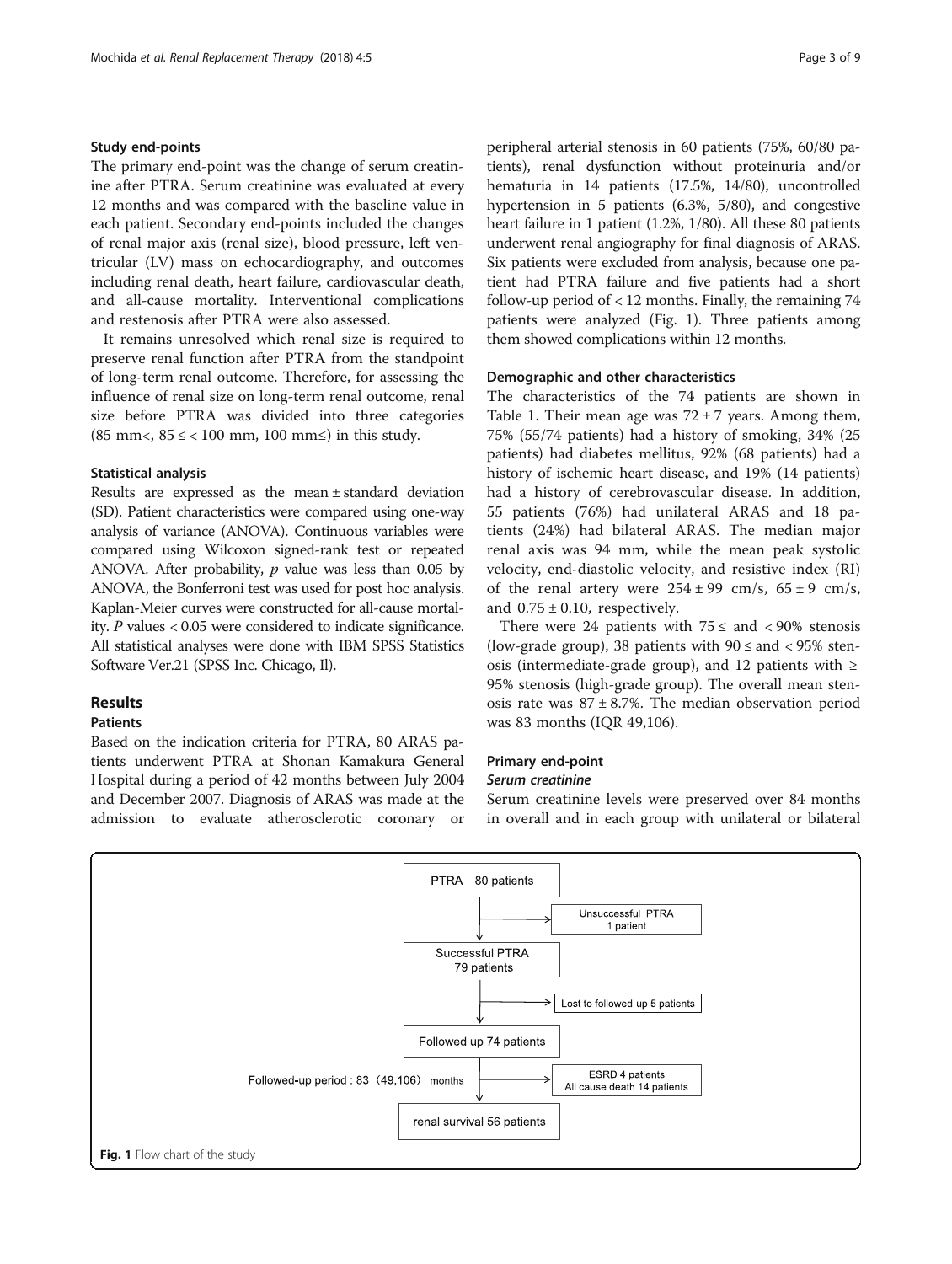### Study end-points

The primary end-point was the change of serum creatinine after PTRA. Serum creatinine was evaluated at every 12 months and was compared with the baseline value in each patient. Secondary end-points included the changes of renal major axis (renal size), blood pressure, left ventricular (LV) mass on echocardiography, and outcomes including renal death, heart failure, cardiovascular death, and all-cause mortality. Interventional complications and restenosis after PTRA were also assessed.

It remains unresolved which renal size is required to preserve renal function after PTRA from the standpoint of long-term renal outcome. Therefore, for assessing the influence of renal size on long-term renal outcome, renal size before PTRA was divided into three categories (85 mm<, 85 ≤ < 100 mm, 100 mm≤) in this study.

### Statistical analysis

Results are expressed as the mean ± standard deviation (SD). Patient characteristics were compared using one-way analysis of variance (ANOVA). Continuous variables were compared using Wilcoxon signed-rank test or repeated ANOVA. After probability, $p$ value was less than 0.05 by ANOVA, the Bonferroni test was used for post hoc analysis. Kaplan-Meier curves were constructed for all-cause mortality. $P$ values < 0.05 were considered to indicate significance. All statistical analyses were done with IBM SPSS Statistics Software Ver.21 (SPSS Inc. Chicago, Il).

## Results

### Patients

Based on the indication criteria for PTRA, 80 ARAS patients underwent PTRA at Shonan Kamakura General Hospital during a period of 42 months between July 2004 and December 2007. Diagnosis of ARAS was made at the admission to evaluate atherosclerotic coronary or peripheral arterial stenosis in 60 patients (75%, 60/80 patients), renal dysfunction without proteinuria and/or hematuria in 14 patients (17.5%, 14/80), uncontrolled hypertension in 5 patients (6.3%, 5/80), and congestive heart failure in 1 patient (1.2%, 1/80). All these 80 patients underwent renal angiography for final diagnosis of ARAS. Six patients were excluded from analysis, because one patient had PTRA failure and five patients had a short follow-up period of < 12 months. Finally, the remaining 74 patients were analyzed (Fig. 1). Three patients among them showed complications within 12 months.

### Demographic and other characteristics

The characteristics of the 74 patients are shown in Table 1. Their mean age was 72 ± 7 years. Among them, 75% (55/74 patients) had a history of smoking, 34% (25 patients) had diabetes mellitus, 92% (68 patients) had a history of ischemic heart disease, and 19% (14 patients) had a history of cerebrovascular disease. In addition, 55 patients (76%) had unilateral ARAS and 18 patients (24%) had bilateral ARAS. The median major renal axis was 94 mm, while the mean peak systolic velocity, end-diastolic velocity, and resistive index (RI) of the renal artery were 254 ± 99 cm/s, 65 ± 9 cm/s, and 0.75 ± 0.10, respectively.

There were 24 patients with 75 ≤ and < 90% stenosis (low-grade group), 38 patients with 90 ≤ and < 95% stenosis (intermediate-grade group), and 12 patients with ≥ 95% stenosis (high-grade group). The overall mean stenosis rate was 87 ± 8.7%. The median observation period was 83 months (IQR 49,106).

### Primary end-point

#### *Serum creatinine*

Serum creatinine levels were preserved over 84 months in overall and in each group with unilateral or bilateral

PTRA 80 patients → Unsuccessful PTRA 1 patient

Successful PTRA 79 patients → Lost to followed-up 5 patients

Followed up 74 patients → ESRD 4 patients; All cause death 14 patients

Followed-up period : 83（49,106） months

renal survival 56 patients

**Fig. 1** Flow chart of the study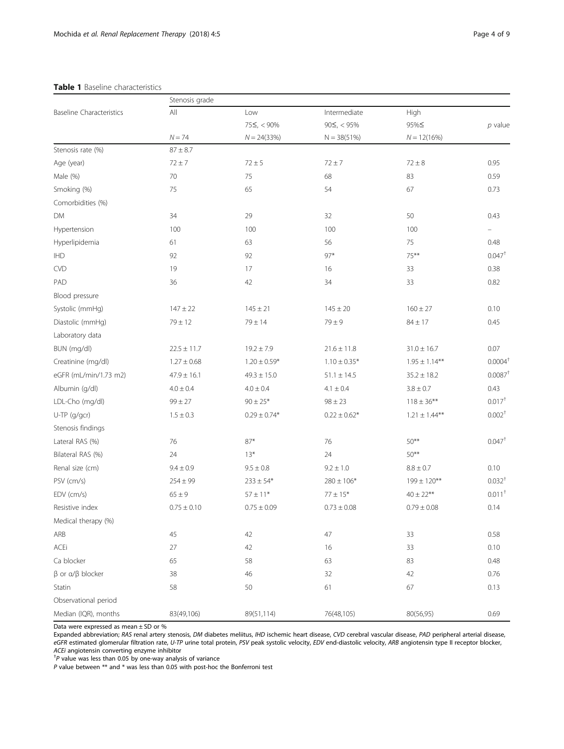**Table 1** Baseline characteristics

| Baseline Characteristics | Stenosis grade | | | | |
|---|---|---|---|---|---|
| | All | Low | Intermediate | High | |
| | | 75≤, < 90% | 90≤, < 95% | 95%≤ | *p* value |
| | *N* = 74 | *N* = 24(33%) | N = 38(51%) | *N* = 12(16%) | |
| Stenosis rate (%) | 87 ± 8.7 | | | | |
| Age (year) | 72 ± 7 | 72 ± 5 | 72 ± 7 | 72 ± 8 | 0.95 |
| Male (%) | 70 | 75 | 68 | 83 | 0.59 |
| Smoking (%) | 75 | 65 | 54 | 67 | 0.73 |
| Comorbidities (%) | | | | | |
| DM | 34 | 29 | 32 | 50 | 0.43 |
| Hypertension | 100 | 100 | 100 | 100 | – |
| Hyperlipidemia | 61 | 63 | 56 | 75 | 0.48 |
| IHD | 92 | 92 | 97* | 75** | 0.047† |
| CVD | 19 | 17 | 16 | 33 | 0.38 |
| PAD | 36 | 42 | 34 | 33 | 0.82 |
| Blood pressure | | | | | |
| Systolic (mmHg) | 147 ± 22 | 145 ± 21 | 145 ± 20 | 160 ± 27 | 0.10 |
| Diastolic (mmHg) | 79 ± 12 | 79 ± 14 | 79 ± 9 | 84 ± 17 | 0.45 |
| Laboratory data | | | | | |
| BUN (mg/dl) | 22.5 ± 11.7 | 19.2 ± 7.9 | 21.6 ± 11.8 | 31.0 ± 16.7 | 0.07 |
| Creatinine (mg/dl) | 1.27 ± 0.68 | 1.20 ± 0.59* | 1.10 ± 0.35* | 1.95 ± 1.14** | 0.0004† |
| eGFR (mL/min/1.73 m2) | 47.9 ± 16.1 | 49.3 ± 15.0 | 51.1 ± 14.5 | 35.2 ± 18.2 | 0.0087† |
| Albumin (g/dl) | 4.0 ± 0.4 | 4.0 ± 0.4 | 4.1 ± 0.4 | 3.8 ± 0.7 | 0.43 |
| LDL-Cho (mg/dl) | 99 ± 27 | 90 ± 25* | 98 ± 23 | 118 ± 36** | 0.017† |
| U-TP (g/gcr) | 1.5 ± 0.3 | 0.29 ± 0.74* | 0.22 ± 0.62* | 1.21 ± 1.44** | 0.002† |
| Stenosis findings | | | | | |
| Lateral RAS (%) | 76 | 87* | 76 | 50** | 0.047† |
| Bilateral RAS (%) | 24 | 13* | 24 | 50** | |
| Renal size (cm) | 9.4 ± 0.9 | 9.5 ± 0.8 | 9.2 ± 1.0 | 8.8 ± 0.7 | 0.10 |
| PSV (cm/s) | 254 ± 99 | 233 ± 54* | 280 ± 106* | 199 ± 120** | 0.032† |
| EDV (cm/s) | 65 ± 9 | 57 ± 11* | 77 ± 15* | 40 ± 22** | 0.011† |
| Resistive index | 0.75 ± 0.10 | 0.75 ± 0.09 | 0.73 ± 0.08 | 0.79 ± 0.08 | 0.14 |
| Medical therapy (%) | | | | | |
| ARB | 45 | 42 | 47 | 33 | 0.58 |
| ACEi | 27 | 42 | 16 | 33 | 0.10 |
| Ca blocker | 65 | 58 | 63 | 83 | 0.48 |
| β or α/β blocker | 38 | 46 | 32 | 42 | 0.76 |
| Statin | 58 | 50 | 61 | 67 | 0.13 |
| Observational period | | | | | |
| Median (IQR), months | 83(49,106) | 89(51,114) | 76(48,105) | 80(56,95) | 0.69 |

Data were expressed as mean ± SD or %

Expanded abbreviation; *RAS* renal artery stenosis, *DM* diabetes meliitus, *IHD* ischemic heart disease, *CVD* cerebral vascular disease, *PAD* peripheral arterial disease, *eGFR* estimated glomerular filtration rate, *U-TP* urine total protein, *PSV* peak systolic velocity, *EDV* end-diastolic velocity, *ARB* angiotensin type II receptor blocker, *ACEi* angiotensin converting enzyme inhibitor

†*P* value was less than 0.05 by one-way analysis of variance

*P* value between ** and * was less than 0.05 with post-hoc the Bonferroni test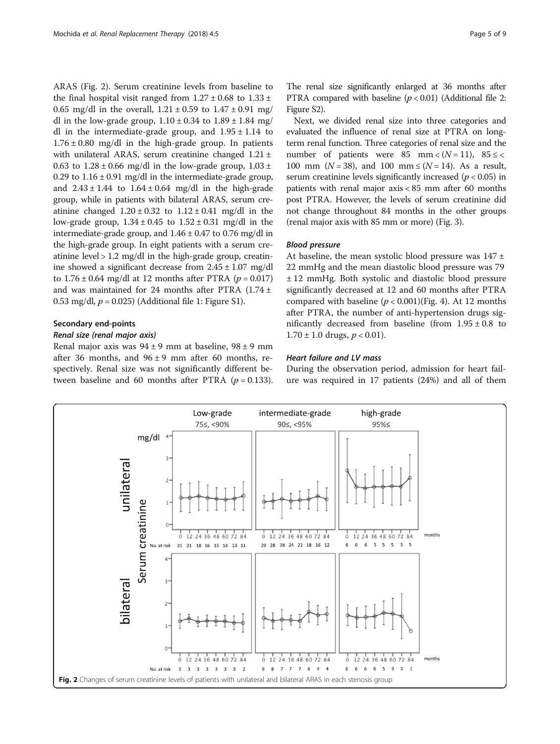ARAS (Fig. 2). Serum creatinine levels from baseline to the final hospital visit ranged from 1.27 ± 0.68 to 1.33 ± 0.65 mg/dl in the overall, 1.21 ± 0.59 to 1.47 ± 0.91 mg/dl in the low-grade group, 1.10 ± 0.34 to 1.89 ± 1.84 mg/dl in the intermediate-grade group, and 1.95 ± 1.14 to 1.76 ± 0.80 mg/dl in the high-grade group. In patients with unilateral ARAS, serum creatinine changed 1.21 ± 0.63 to 1.28 ± 0.66 mg/dl in the low-grade group, 1.03 ± 0.29 to 1.16 ± 0.91 mg/dl in the intermediate-grade group, and 2.43 ± 1.44 to 1.64 ± 0.64 mg/dl in the high-grade group, while in patients with bilateral ARAS, serum creatinine changed 1.20 ± 0.32 to 1.12 ± 0.41 mg/dl in the low-grade group, 1.34 ± 0.45 to 1.52 ± 0.31 mg/dl in the intermediate-grade group, and 1.46 ± 0.47 to 0.76 mg/dl in the high-grade group. In eight patients with a serum creatinine level > 1.2 mg/dl in the high-grade group, creatinine showed a significant decrease from 2.45 ± 1.07 mg/dl to 1.76 ± 0.64 mg/dl at 12 months after PTRA ($p = 0.017$) and was maintained for 24 months after PTRA (1.74 ± 0.53 mg/dl, $p = 0.025$) (Additional file 1: Figure S1).

## Secondary end-points

### *Renal size (renal major axis)*

Renal major axis was 94 ± 9 mm at baseline, 98 ± 9 mm after 36 months, and 96 ± 9 mm after 60 months, respectively. Renal size was not significantly different between baseline and 60 months after PTRA ($p = 0.133$). The renal size significantly enlarged at 36 months after PTRA compared with baseline ($p < 0.01$) (Additional file 2: Figure S2).

Next, we divided renal size into three categories and evaluated the influence of renal size at PTRA on long-term renal function. Three categories of renal size and the number of patients were 85 mm < ($N = 11$), 85 ≤ < 100 mm ($N = 38$), and 100 mm ≤ ($N = 14$). As a result, serum creatinine levels significantly increased ($p < 0.05$) in patients with renal major axis < 85 mm after 60 months post PTRA. However, the levels of serum creatinine did not change throughout 84 months in the other groups (renal major axis with 85 mm or more) (Fig. 3).

### *Blood pressure*

At baseline, the mean systolic blood pressure was 147 ± 22 mmHg and the mean diastolic blood pressure was 79 ± 12 mmHg. Both systolic and diastolic blood pressure significantly decreased at 12 and 60 months after PTRA compared with baseline ($p < 0.001$)(Fig. 4). At 12 months after PTRA, the number of anti-hypertension drugs significantly decreased from baseline (from 1.95 ± 0.8 to 1.70 ± 1.0 drugs, $p < 0.01$).

### *Heart failure and LV mass*

During the observation period, admission for heart failure was required in 17 patients (24%) and all of them

**Fig. 2** Changes of serum creatinine levels of patients with unilateral and bilateral ARAS in each stenosis group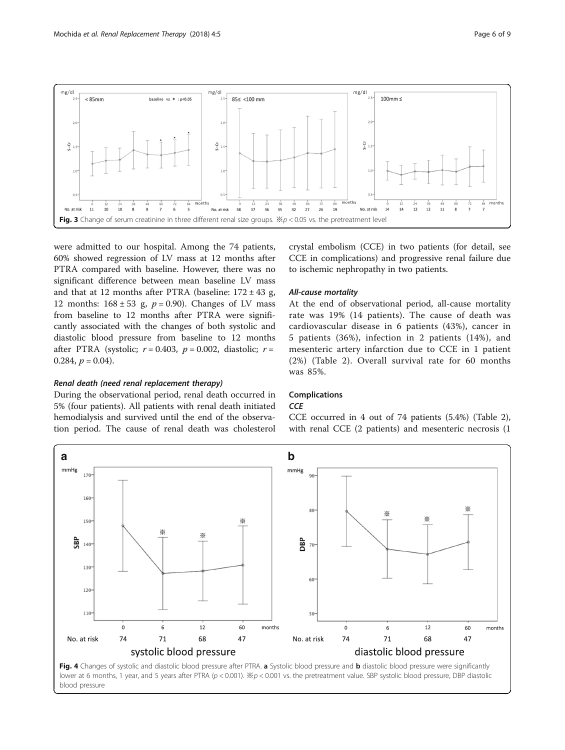Fig. 3 Change of serum creatinine in three different renal size groups. ※$p < 0.05$ vs. the pretreatment level

were admitted to our hospital. Among the 74 patients, 60% showed regression of LV mass at 12 months after PTRA compared with baseline. However, there was no significant difference between mean baseline LV mass and that at 12 months after PTRA (baseline: 172 ± 43 g, 12 months: 168 ± 53 g, $p = 0.90$). Changes of LV mass from baseline to 12 months after PTRA were significantly associated with the changes of both systolic and diastolic blood pressure from baseline to 12 months after PTRA (systolic; $r = 0.403$, $p = 0.002$, diastolic; $r = 0.284$, $p = 0.04$).

#### *Renal death (need renal replacement therapy)*

During the observational period, renal death occurred in 5% (four patients). All patients with renal death initiated hemodialysis and survived until the end of the observation period. The cause of renal death was cholesterol crystal embolism (CCE) in two patients (for detail, see CCE in complications) and progressive renal failure due to ischemic nephropathy in two patients.

#### *All-cause mortality*

At the end of observational period, all-cause mortality rate was 19% (14 patients). The cause of death was cardiovascular disease in 6 patients (43%), cancer in 5 patients (36%), infection in 2 patients (14%), and mesenteric artery infarction due to CCE in 1 patient (2%) (Table 2). Overall survival rate for 60 months was 85%.

### Complications

#### *CCE*

CCE occurred in 4 out of 74 patients (5.4%) (Table 2), with renal CCE (2 patients) and mesenteric necrosis (1

**Fig. 4** Changes of systolic and diastolic blood pressure after PTRA. **a** Systolic blood pressure and **b** diastolic blood pressure were significantly lower at 6 months, 1 year, and 5 years after PTRA ($p < 0.001$). ※$p < 0.001$ vs. the pretreatment value. SBP systolic blood pressure, DBP diastolic blood pressure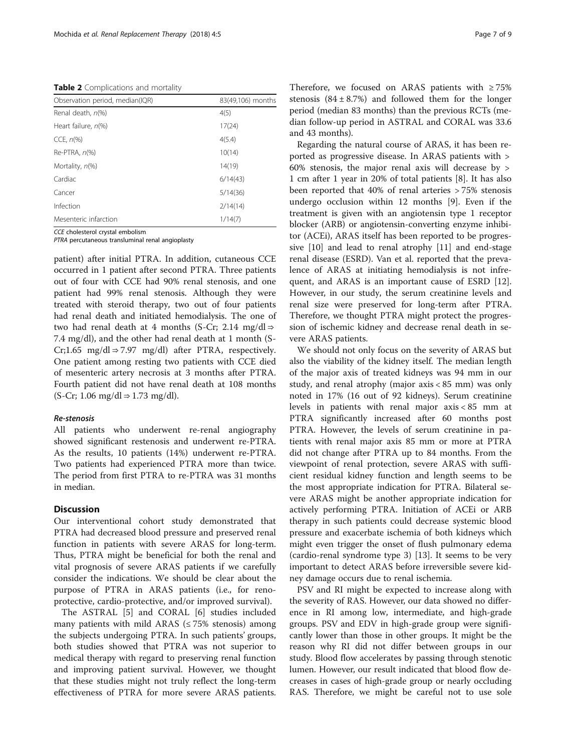**Table 2** Complications and mortality

| Observation period, median(IQR) | 83(49,106) months |
|---|---|
| Renal death, *n*(%) | 4(5) |
| Heart failure, *n*(%) | 17(24) |
| CCE, *n*(%) | 4(5.4) |
| Re-PTRA, *n*(%) | 10(14) |
| Mortality, *n*(%) | 14(19) |
| Cardiac | 6/14(43) |
| Cancer | 5/14(36) |
| Infection | 2/14(14) |
| Mesenteric infarction | 1/14(7) |

*CCE* cholesterol crystal embolism
*PTRA* percutaneous transluminal renal angioplasty

patient) after initial PTRA. In addition, cutaneous CCE occurred in 1 patient after second PTRA. Three patients out of four with CCE had 90% renal stenosis, and one patient had 99% renal stenosis. Although they were treated with steroid therapy, two out of four patients had renal death and initiated hemodialysis. The one of two had renal death at 4 months (S-Cr; 2.14 mg/dl ⇒ 7.4 mg/dl), and the other had renal death at 1 month (S-Cr;1.65 mg/dl ⇒ 7.97 mg/dl) after PTRA, respectively. One patient among resting two patients with CCE died of mesenteric artery necrosis at 3 months after PTRA. Fourth patient did not have renal death at 108 months (S-Cr; 1.06 mg/dl ⇒ 1.73 mg/dl).

### Re-stenosis

All patients who underwent re-renal angiography showed significant restenosis and underwent re-PTRA. As the results, 10 patients (14%) underwent re-PTRA. Two patients had experienced PTRA more than twice. The period from first PTRA to re-PTRA was 31 months in median.

## Discussion

Our interventional cohort study demonstrated that PTRA had decreased blood pressure and preserved renal function in patients with severe ARAS for long-term. Thus, PTRA might be beneficial for both the renal and vital prognosis of severe ARAS patients if we carefully consider the indications. We should be clear about the purpose of PTRA in ARAS patients (i.e., for reno-protective, cardio-protective, and/or improved survival).

The ASTRAL [5] and CORAL [6] studies included many patients with mild ARAS (≤ 75% stenosis) among the subjects undergoing PTRA. In such patients' groups, both studies showed that PTRA was not superior to medical therapy with regard to preserving renal function and improving patient survival. However, we thought that these studies might not truly reflect the long-term effectiveness of PTRA for more severe ARAS patients. Therefore, we focused on ARAS patients with ≥ 75% stenosis (84 ± 8.7%) and followed them for the longer period (median 83 months) than the previous RCTs (median follow-up period in ASTRAL and CORAL was 33.6 and 43 months).

Regarding the natural course of ARAS, it has been reported as progressive disease. In ARAS patients with > 60% stenosis, the major renal axis will decrease by > 1 cm after 1 year in 20% of total patients [8]. It has also been reported that 40% of renal arteries > 75% stenosis undergo occlusion within 12 months [9]. Even if the treatment is given with an angiotensin type 1 receptor blocker (ARB) or angiotensin-converting enzyme inhibitor (ACEi), ARAS itself has been reported to be progressive [10] and lead to renal atrophy [11] and end-stage renal disease (ESRD). Van et al. reported that the prevalence of ARAS at initiating hemodialysis is not infrequent, and ARAS is an important cause of ESRD [12]. However, in our study, the serum creatinine levels and renal size were preserved for long-term after PTRA. Therefore, we thought PTRA might protect the progression of ischemic kidney and decrease renal death in severe ARAS patients.

We should not only focus on the severity of ARAS but also the viability of the kidney itself. The median length of the major axis of treated kidneys was 94 mm in our study, and renal atrophy (major axis < 85 mm) was only noted in 17% (16 out of 92 kidneys). Serum creatinine levels in patients with renal major axis < 85 mm at PTRA significantly increased after 60 months post PTRA. However, the levels of serum creatinine in patients with renal major axis 85 mm or more at PTRA did not change after PTRA up to 84 months. From the viewpoint of renal protection, severe ARAS with sufficient residual kidney function and length seems to be the most appropriate indication for PTRA. Bilateral severe ARAS might be another appropriate indication for actively performing PTRA. Initiation of ACEi or ARB therapy in such patients could decrease systemic blood pressure and exacerbate ischemia of both kidneys which might even trigger the onset of flush pulmonary edema (cardio-renal syndrome type 3) [13]. It seems to be very important to detect ARAS before irreversible severe kidney damage occurs due to renal ischemia.

PSV and RI might be expected to increase along with the severity of RAS. However, our data showed no difference in RI among low, intermediate, and high-grade groups. PSV and EDV in high-grade group were significantly lower than those in other groups. It might be the reason why RI did not differ between groups in our study. Blood flow accelerates by passing through stenotic lumen. However, our result indicated that blood flow decreases in cases of high-grade group or nearly occluding RAS. Therefore, we might be careful not to use sole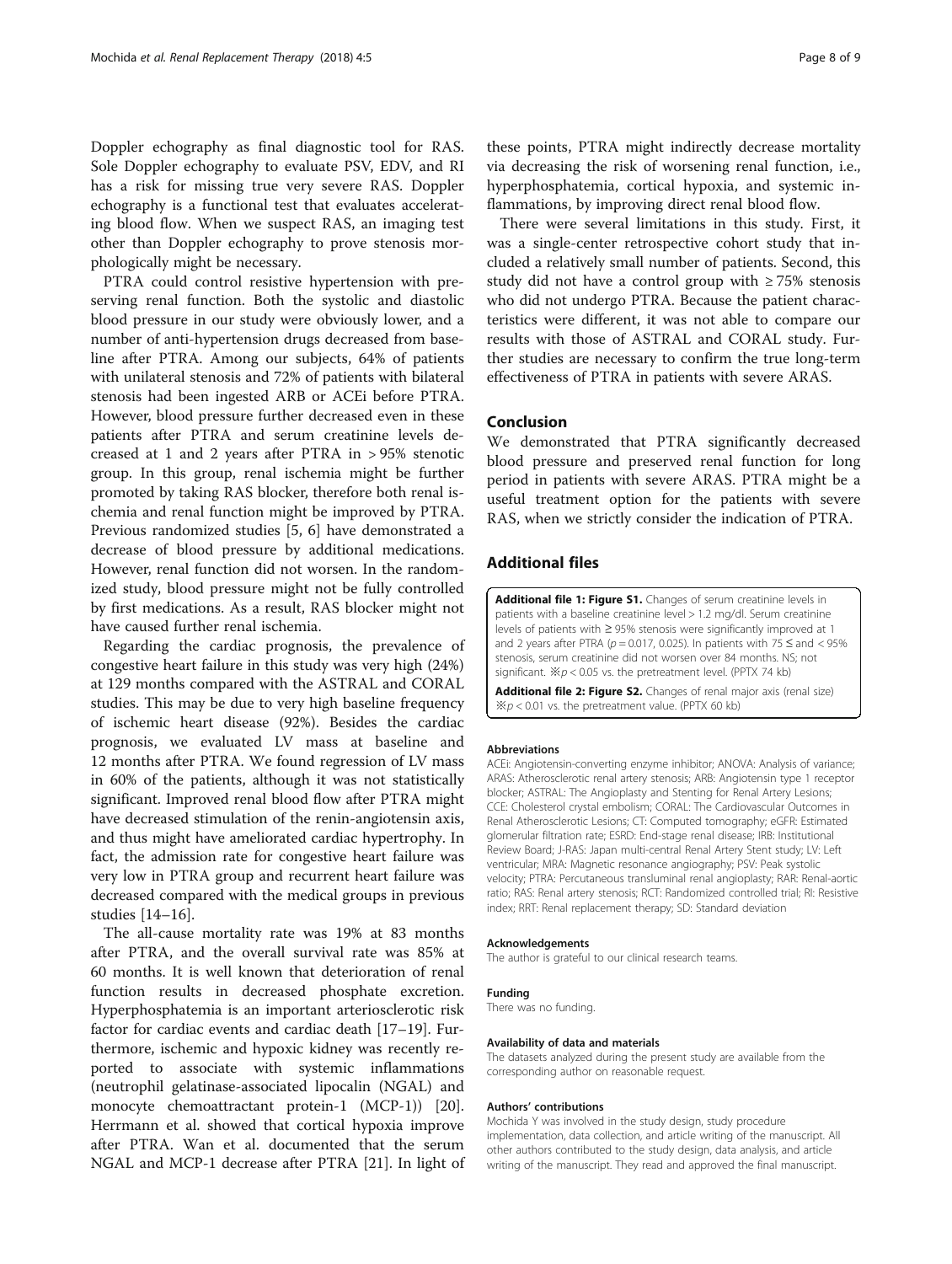Doppler echography as final diagnostic tool for RAS. Sole Doppler echography to evaluate PSV, EDV, and RI has a risk for missing true very severe RAS. Doppler echography is a functional test that evaluates accelerating blood flow. When we suspect RAS, an imaging test other than Doppler echography to prove stenosis morphologically might be necessary.

PTRA could control resistive hypertension with preserving renal function. Both the systolic and diastolic blood pressure in our study were obviously lower, and a number of anti-hypertension drugs decreased from baseline after PTRA. Among our subjects, 64% of patients with unilateral stenosis and 72% of patients with bilateral stenosis had been ingested ARB or ACEi before PTRA. However, blood pressure further decreased even in these patients after PTRA and serum creatinine levels decreased at 1 and 2 years after PTRA in > 95% stenotic group. In this group, renal ischemia might be further promoted by taking RAS blocker, therefore both renal ischemia and renal function might be improved by PTRA. Previous randomized studies [5, 6] have demonstrated a decrease of blood pressure by additional medications. However, renal function did not worsen. In the randomized study, blood pressure might not be fully controlled by first medications. As a result, RAS blocker might not have caused further renal ischemia.

Regarding the cardiac prognosis, the prevalence of congestive heart failure in this study was very high (24%) at 129 months compared with the ASTRAL and CORAL studies. This may be due to very high baseline frequency of ischemic heart disease (92%). Besides the cardiac prognosis, we evaluated LV mass at baseline and 12 months after PTRA. We found regression of LV mass in 60% of the patients, although it was not statistically significant. Improved renal blood flow after PTRA might have decreased stimulation of the renin-angiotensin axis, and thus might have ameliorated cardiac hypertrophy. In fact, the admission rate for congestive heart failure was very low in PTRA group and recurrent heart failure was decreased compared with the medical groups in previous studies [14–16].

The all-cause mortality rate was 19% at 83 months after PTRA, and the overall survival rate was 85% at 60 months. It is well known that deterioration of renal function results in decreased phosphate excretion. Hyperphosphatemia is an important arteriosclerotic risk factor for cardiac events and cardiac death [17–19]. Furthermore, ischemic and hypoxic kidney was recently reported to associate with systemic inflammations (neutrophil gelatinase-associated lipocalin (NGAL) and monocyte chemoattractant protein-1 (MCP-1)) [20]. Herrmann et al. showed that cortical hypoxia improve after PTRA. Wan et al. documented that the serum NGAL and MCP-1 decrease after PTRA [21]. In light of these points, PTRA might indirectly decrease mortality via decreasing the risk of worsening renal function, i.e., hyperphosphatemia, cortical hypoxia, and systemic inflammations, by improving direct renal blood flow.

There were several limitations in this study. First, it was a single-center retrospective cohort study that included a relatively small number of patients. Second, this study did not have a control group with ≥ 75% stenosis who did not undergo PTRA. Because the patient characteristics were different, it was not able to compare our results with those of ASTRAL and CORAL study. Further studies are necessary to confirm the true long-term effectiveness of PTRA in patients with severe ARAS.

## Conclusion

We demonstrated that PTRA significantly decreased blood pressure and preserved renal function for long period in patients with severe ARAS. PTRA might be a useful treatment option for the patients with severe RAS, when we strictly consider the indication of PTRA.

## Additional files

**Additional file 1: Figure S1.** Changes of serum creatinine levels in patients with a baseline creatinine level > 1.2 mg/dl. Serum creatinine levels of patients with ≥ 95% stenosis were significantly improved at 1 and 2 years after PTRA ($p = 0.017, 0.025$). In patients with 75 ≤ and < 95% stenosis, serum creatinine did not worsen over 84 months. NS; not significant. ※$p < 0.05$ vs. the pretreatment level. (PPTX 74 kb)

**Additional file 2: Figure S2.** Changes of renal major axis (renal size) ※$p < 0.01$ vs. the pretreatment value. (PPTX 60 kb)

#### Abbreviations

ACEi: Angiotensin-converting enzyme inhibitor; ANOVA: Analysis of variance; ARAS: Atherosclerotic renal artery stenosis; ARB: Angiotensin type 1 receptor blocker; ASTRAL: The Angioplasty and Stenting for Renal Artery Lesions; CCE: Cholesterol crystal embolism; CORAL: The Cardiovascular Outcomes in Renal Atherosclerotic Lesions; CT: Computed tomography; eGFR: Estimated glomerular filtration rate; ESRD: End-stage renal disease; IRB: Institutional Review Board; J-RAS: Japan multi-central Renal Artery Stent study; LV: Left ventricular; MRA: Magnetic resonance angiography; PSV: Peak systolic velocity; PTRA: Percutaneous transluminal renal angioplasty; RAR: Renal-aortic ratio; RAS: Renal artery stenosis; RCT: Randomized controlled trial; RI: Resistive index; RRT: Renal replacement therapy; SD: Standard deviation

#### Acknowledgements

The author is grateful to our clinical research teams.

#### Funding

There was no funding.

#### Availability of data and materials

The datasets analyzed during the present study are available from the corresponding author on reasonable request.

#### Authors' contributions

Mochida Y was involved in the study design, study procedure implementation, data collection, and article writing of the manuscript. All other authors contributed to the study design, data analysis, and article writing of the manuscript. They read and approved the final manuscript.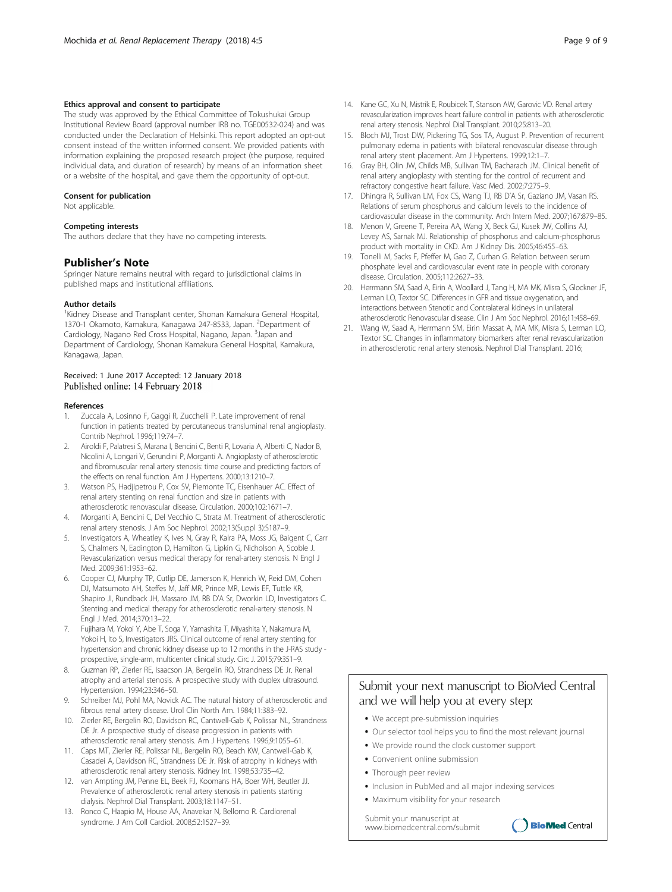#### Ethics approval and consent to participate

The study was approved by the Ethical Committee of Tokushukai Group Institutional Review Board (approval number IRB no. TGE00532-024) and was conducted under the Declaration of Helsinki. This report adopted an opt-out consent instead of the written informed consent. We provided patients with information explaining the proposed research project (the purpose, required individual data, and duration of research) by means of an information sheet or a website of the hospital, and gave them the opportunity of opt-out.

#### Consent for publication

Not applicable.

#### Competing interests

The authors declare that they have no competing interests.

### Publisher's Note

Springer Nature remains neutral with regard to jurisdictional claims in published maps and institutional affiliations.

#### Author details

[1]Kidney Disease and Transplant center, Shonan Kamakura General Hospital, 1370-1 Okamoto, Kamakura, Kanagawa 247-8533, Japan. [2]Department of Cardiology, Nagano Red Cross Hospital, Nagano, Japan. [3]Japan and Department of Cardiology, Shonan Kamakura General Hospital, Kamakura, Kanagawa, Japan.

Received: 1 June 2017 Accepted: 12 January 2018
Published online: 14 February 2018

#### References

1. Zuccala A, Losinno F, Gaggi R, Zucchelli P. Late improvement of renal function in patients treated by percutaneous transluminal renal angioplasty. Contrib Nephrol. 1996;119:74–7.
2. Airoldi F, Palatresi S, Marana I, Bencini C, Benti R, Lovaria A, Alberti C, Nador B, Nicolini A, Longari V, Gerundini P, Morganti A. Angioplasty of atherosclerotic and fibromuscular renal artery stenosis: time course and predicting factors of the effects on renal function. Am J Hypertens. 2000;13:1210–7.
3. Watson PS, Hadjipetrou P, Cox SV, Piemonte TC, Eisenhauer AC. Effect of renal artery stenting on renal function and size in patients with atherosclerotic renovascular disease. Circulation. 2000;102:1671–7.
4. Morganti A, Bencini C, Del Vecchio C, Strata M. Treatment of atherosclerotic renal artery stenosis. J Am Soc Nephrol. 2002;13(Suppl 3):S187–9.
5. Investigators A, Wheatley K, Ives N, Gray R, Kalra PA, Moss JG, Baigent C, Carr S, Chalmers N, Eadington D, Hamilton G, Lipkin G, Nicholson A, Scoble J. Revascularization versus medical therapy for renal-artery stenosis. N Engl J Med. 2009;361:1953–62.
6. Cooper CJ, Murphy TP, Cutlip DE, Jamerson K, Henrich W, Reid DM, Cohen DJ, Matsumoto AH, Steffes M, Jaff MR, Prince MR, Lewis EF, Tuttle KR, Shapiro JI, Rundback JH, Massaro JM, RB D'A Sr, Dworkin LD, Investigators C. Stenting and medical therapy for atherosclerotic renal-artery stenosis. N Engl J Med. 2014;370:13–22.
7. Fujihara M, Yokoi Y, Abe T, Soga Y, Yamashita T, Miyashita Y, Nakamura M, Yokoi H, Ito S, Investigators JRS. Clinical outcome of renal artery stenting for hypertension and chronic kidney disease up to 12 months in the J-RAS study - prospective, single-arm, multicenter clinical study. Circ J. 2015;79:351–9.
8. Guzman RP, Zierler RE, Isaacson JA, Bergelin RO, Strandness DE Jr. Renal atrophy and arterial stenosis. A prospective study with duplex ultrasound. Hypertension. 1994;23:346–50.
9. Schreiber MJ, Pohl MA, Novick AC. The natural history of atherosclerotic and fibrous renal artery disease. Urol Clin North Am. 1984;11:383–92.
10. Zierler RE, Bergelin RO, Davidson RC, Cantwell-Gab K, Polissar NL, Strandness DE Jr. A prospective study of disease progression in patients with atherosclerotic renal artery stenosis. Am J Hypertens. 1996;9:1055–61.
11. Caps MT, Zierler RE, Polissar NL, Bergelin RO, Beach KW, Cantwell-Gab K, Casadei A, Davidson RC, Strandness DE Jr. Risk of atrophy in kidneys with atherosclerotic renal artery stenosis. Kidney Int. 1998;53:735–42.
12. van Ampting JM, Penne EL, Beek FJ, Koomans HA, Boer WH, Beutler JJ. Prevalence of atherosclerotic renal artery stenosis in patients starting dialysis. Nephrol Dial Transplant. 2003;18:1147–51.
13. Ronco C, Haapio M, House AA, Anavekar N, Bellomo R. Cardiorenal syndrome. J Am Coll Cardiol. 2008;52:1527–39.
14. Kane GC, Xu N, Mistrik E, Roubicek T, Stanson AW, Garovic VD. Renal artery revascularization improves heart failure control in patients with atherosclerotic renal artery stenosis. Nephrol Dial Transplant. 2010;25:813–20.
15. Bloch MJ, Trost DW, Pickering TG, Sos TA, August P. Prevention of recurrent pulmonary edema in patients with bilateral renovascular disease through renal artery stent placement. Am J Hypertens. 1999;12:1–7.
16. Gray BH, Olin JW, Childs MB, Sullivan TM, Bacharach JM. Clinical benefit of renal artery angioplasty with stenting for the control of recurrent and refractory congestive heart failure. Vasc Med. 2002;7:275–9.
17. Dhingra R, Sullivan LM, Fox CS, Wang TJ, RB D'A Sr, Gaziano JM, Vasan RS. Relations of serum phosphorus and calcium levels to the incidence of cardiovascular disease in the community. Arch Intern Med. 2007;167:879–85.
18. Menon V, Greene T, Pereira AA, Wang X, Beck GJ, Kusek JW, Collins AJ, Levey AS, Sarnak MJ. Relationship of phosphorus and calcium-phosphorus product with mortality in CKD. Am J Kidney Dis. 2005;46:455–63.
19. Tonelli M, Sacks F, Pfeffer M, Gao Z, Curhan G. Relation between serum phosphate level and cardiovascular event rate in people with coronary disease. Circulation. 2005;112:2627–33.
20. Herrmann SM, Saad A, Eirin A, Woollard J, Tang H, MA MK, Misra S, Glockner JF, Lerman LO, Textor SC. Differences in GFR and tissue oxygenation, and interactions between Stenotic and Contralateral kidneys in unilateral atherosclerotic Renovascular disease. Clin J Am Soc Nephrol. 2016;11:458–69.
21. Wang W, Saad A, Herrmann SM, Eirin Massat A, MA MK, Misra S, Lerman LO, Textor SC. Changes in inflammatory biomarkers after renal revascularization in atherosclerotic renal artery stenosis. Nephrol Dial Transplant. 2016;

Submit your next manuscript to BioMed Central and we will help you at every step:

- We accept pre-submission inquiries
- Our selector tool helps you to find the most relevant journal
- We provide round the clock customer support
- Convenient online submission
- Thorough peer review
- Inclusion in PubMed and all major indexing services
- Maximum visibility for your research

Submit your manuscript at
www.biomedcentral.com/submit

BioMed Central